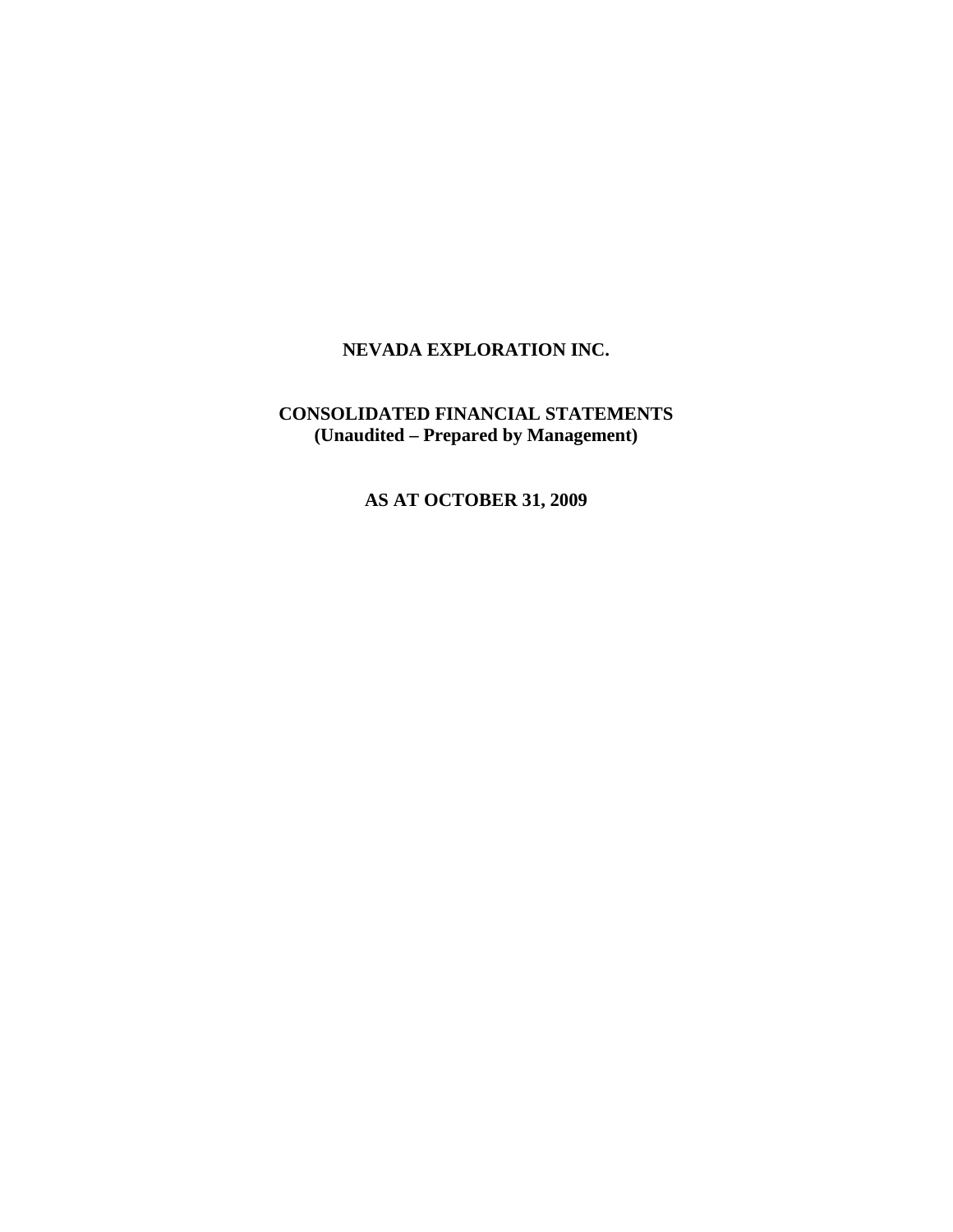# NEVADA EXPLORATION INC.

## CONSOLIDATED FINANCIAL STATEMENTS
**(Unaudited – Prepared by Management)**

## AS AT OCTOBER 31, 2009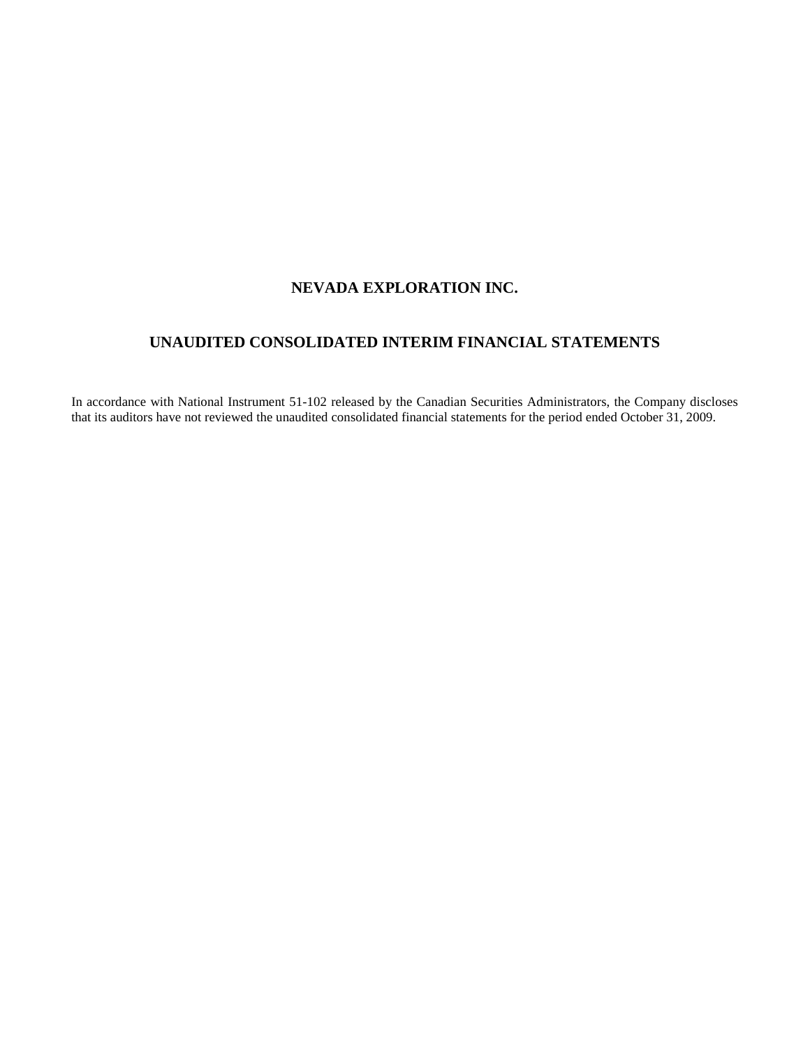# NEVADA EXPLORATION INC.

## UNAUDITED CONSOLIDATED INTERIM FINANCIAL STATEMENTS

In accordance with National Instrument 51-102 released by the Canadian Securities Administrators, the Company discloses that its auditors have not reviewed the unaudited consolidated financial statements for the period ended October 31, 2009.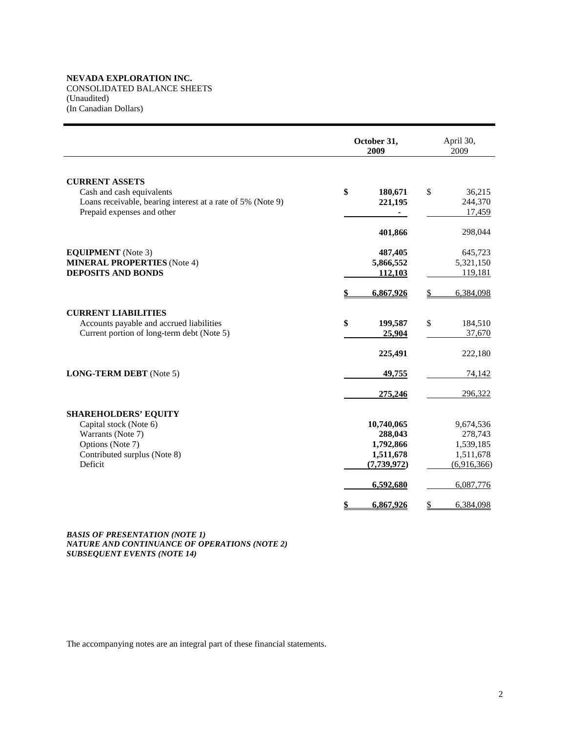**NEVADA EXPLORATION INC.**
CONSOLIDATED BALANCE SHEETS
(Unaudited)
(In Canadian Dollars)

| | **October 31, 2009** | April 30, 2009 |
|---|---|---|
| **CURRENT ASSETS** | | |
| Cash and cash equivalents | **$ 180,671** | $ 36,215 |
| Loans receivable, bearing interest at a rate of 5% (Note 9) | **221,195** | 244,370 |
| Prepaid expenses and other | **-** | 17,459 |
| | **401,866** | 298,044 |
| **EQUIPMENT** (Note 3) | **487,405** | 645,723 |
| **MINERAL PROPERTIES** (Note 4) | **5,866,552** | 5,321,150 |
| **DEPOSITS AND BONDS** | **112,103** | 119,181 |
| | **$ 6,867,926** | $ 6,384,098 |
| **CURRENT LIABILITIES** | | |
| Accounts payable and accrued liabilities | **$ 199,587** | $ 184,510 |
| Current portion of long-term debt (Note 5) | **25,904** | 37,670 |
| | **225,491** | 222,180 |
| **LONG-TERM DEBT** (Note 5) | **49,755** | 74,142 |
| | **275,246** | 296,322 |
| **SHAREHOLDERS' EQUITY** | | |
| Capital stock (Note 6) | **10,740,065** | 9,674,536 |
| Warrants (Note 7) | **288,043** | 278,743 |
| Options (Note 7) | **1,792,866** | 1,539,185 |
| Contributed surplus (Note 8) | **1,511,678** | 1,511,678 |
| Deficit | **(7,739,972)** | (6,916,366) |
| | **6,592,680** | 6,087,776 |
| | **$ 6,867,926** | $ 6,384,098 |

***BASIS OF PRESENTATION (NOTE 1)***
***NATURE AND CONTINUANCE OF OPERATIONS (NOTE 2)***
***SUBSEQUENT EVENTS (NOTE 14)***

The accompanying notes are an integral part of these financial statements.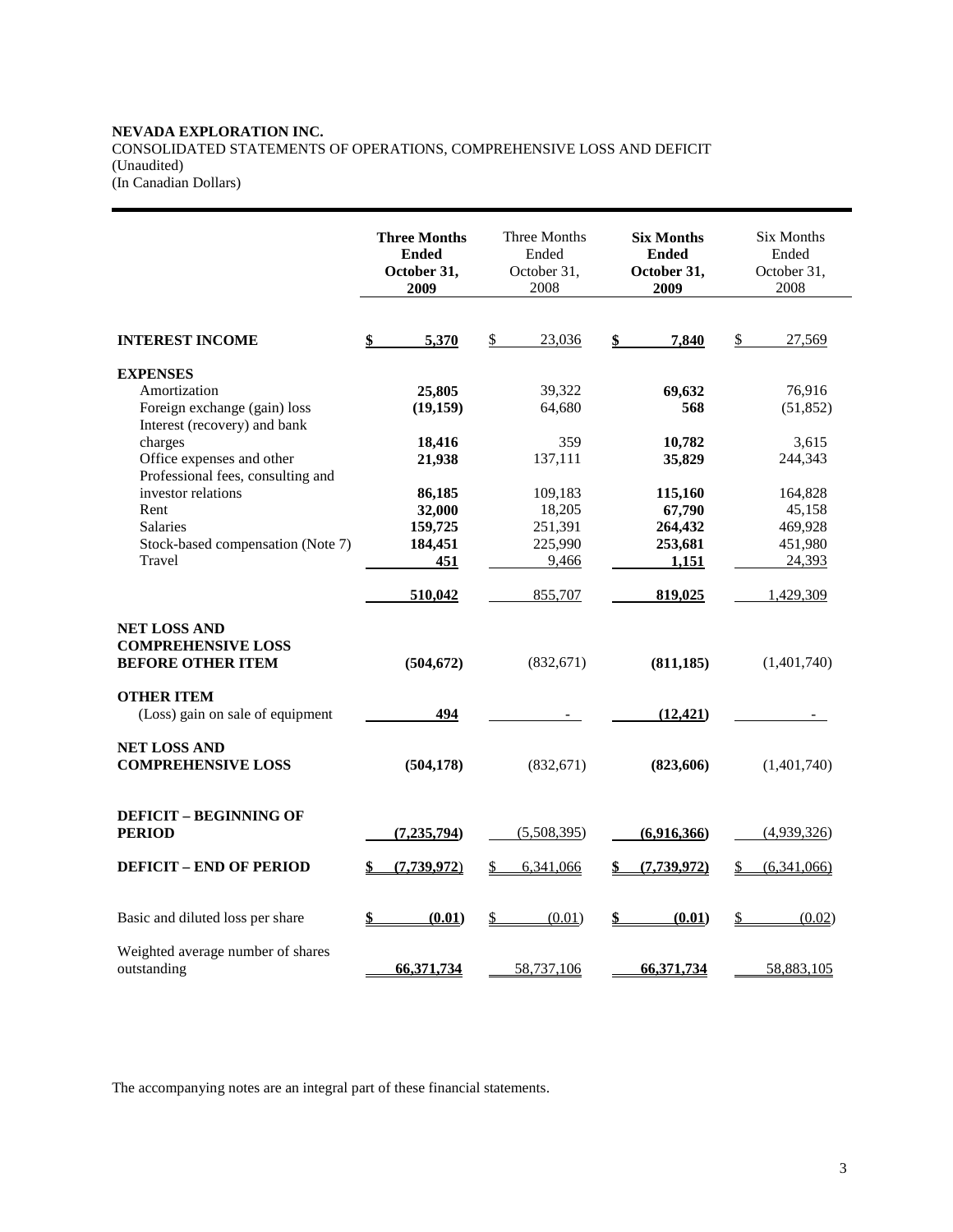**NEVADA EXPLORATION INC.**
CONSOLIDATED STATEMENTS OF OPERATIONS, COMPREHENSIVE LOSS AND DEFICIT
(Unaudited)
(In Canadian Dollars)

| | **Three Months Ended October 31, 2009** | Three Months Ended October 31, 2008 | **Six Months Ended October 31, 2009** | Six Months Ended October 31, 2008 |
|---|---|---|---|---|
| **INTEREST INCOME** | **$ 5,370** | $ 23,036 | **$ 7,840** | $ 27,569 |
| **EXPENSES** | | | | |
| Amortization | **25,805** | 39,322 | **69,632** | 76,916 |
| Foreign exchange (gain) loss | **(19,159)** | 64,680 | **568** | (51,852) |
| Interest (recovery) and bank charges | **18,416** | 359 | **10,782** | 3,615 |
| Office expenses and other | **21,938** | 137,111 | **35,829** | 244,343 |
| Professional fees, consulting and investor relations | **86,185** | 109,183 | **115,160** | 164,828 |
| Rent | **32,000** | 18,205 | **67,790** | 45,158 |
| Salaries | **159,725** | 251,391 | **264,432** | 469,928 |
| Stock-based compensation (Note 7) | **184,451** | 225,990 | **253,681** | 451,980 |
| Travel | **451** | 9,466 | **1,151** | 24,393 |
| | **510,042** | 855,707 | **819,025** | 1,429,309 |
| **NET LOSS AND COMPREHENSIVE LOSS BEFORE OTHER ITEM** | **(504,672)** | (832,671) | **(811,185)** | (1,401,740) |
| **OTHER ITEM** | | | | |
| (Loss) gain on sale of equipment | **494** | - | **(12,421)** | - |
| **NET LOSS AND COMPREHENSIVE LOSS** | **(504,178)** | (832,671) | **(823,606)** | (1,401,740) |
| **DEFICIT – BEGINNING OF PERIOD** | **(7,235,794)** | (5,508,395) | **(6,916,366)** | (4,939,326) |
| **DEFICIT – END OF PERIOD** | **$ (7,739,972)** | $ 6,341,066 | **$ (7,739,972)** | $ (6,341,066) |
| Basic and diluted loss per share | **$ (0.01)** | $ (0.01) | **$ (0.01)** | $ (0.02) |
| Weighted average number of shares outstanding | **66,371,734** | 58,737,106 | **66,371,734** | 58,883,105 |

The accompanying notes are an integral part of these financial statements.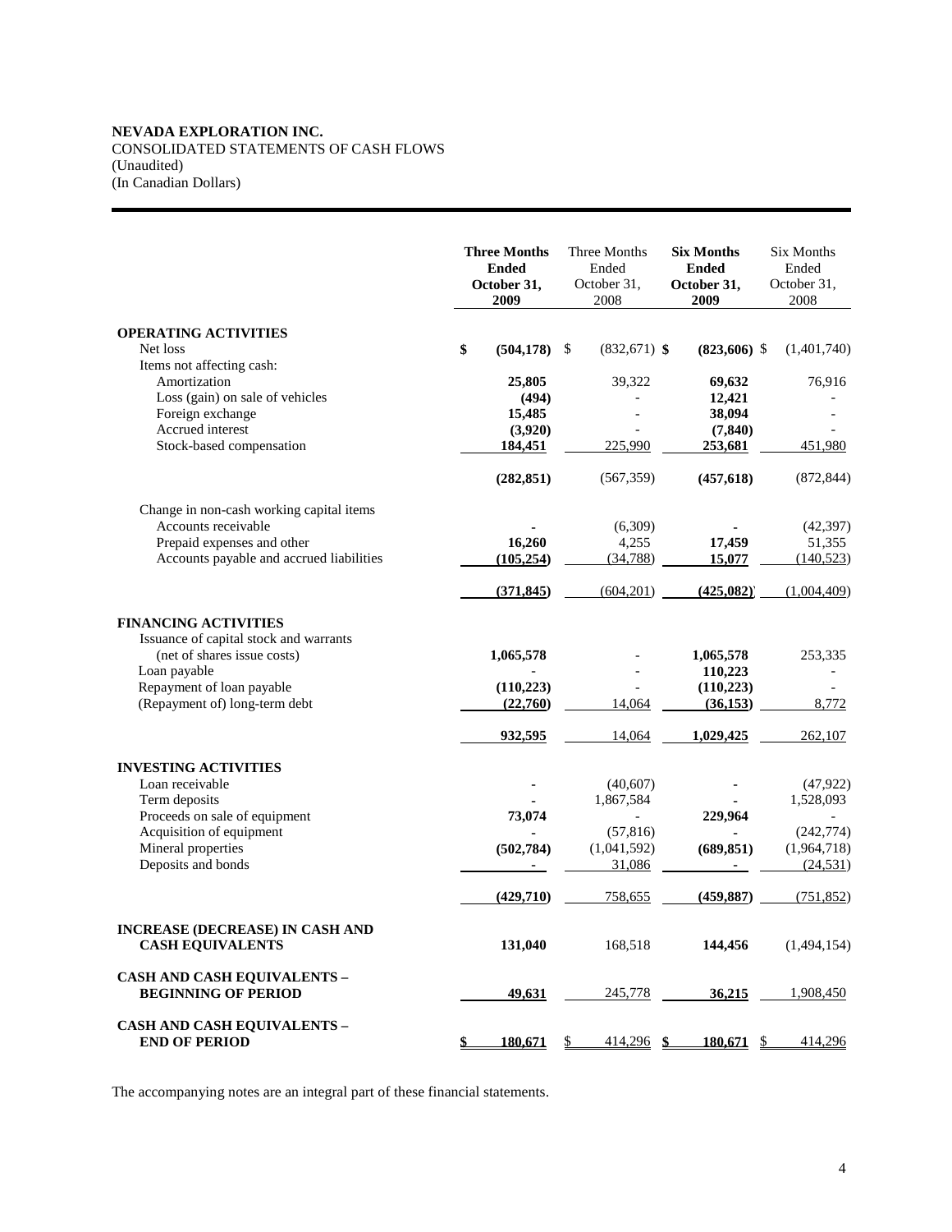**NEVADA EXPLORATION INC.**
CONSOLIDATED STATEMENTS OF CASH FLOWS
(Unaudited)
(In Canadian Dollars)

| | **Three Months Ended October 31, 2009** | Three Months Ended October 31, 2008 | **Six Months Ended October 31, 2009** | Six Months Ended October 31, 2008 |
|---|---|---|---|---|
| **OPERATING ACTIVITIES** | | | | |
| Net loss | **$ (504,178)** | $ (832,671) | **$ (823,606)** | $ (1,401,740) |
| Items not affecting cash: | | | | |
| Amortization | **25,805** | 39,322 | **69,632** | 76,916 |
| Loss (gain) on sale of vehicles | **(494)** | - | **12,421** | - |
| Foreign exchange | **15,485** | - | **38,094** | - |
| Accrued interest | **(3,920)** | - | **(7,840)** | - |
| Stock-based compensation | **184,451** | 225,990 | **253,681** | 451,980 |
| | **(282,851)** | (567,359) | **(457,618)** | (872,844) |
| Change in non-cash working capital items | | | | |
| Accounts receivable | **-** | (6,309) | **-** | (42,397) |
| Prepaid expenses and other | **16,260** | 4,255 | **17,459** | 51,355 |
| Accounts payable and accrued liabilities | **(105,254)** | (34,788) | **15,077** | (140,523) |
| | **(371,845)** | (604,201) | **(425,082)** | (1,004,409) |
| **FINANCING ACTIVITIES** | | | | |
| Issuance of capital stock and warrants (net of shares issue costs) | **1,065,578** | - | **1,065,578** | 253,335 |
| Loan payable | **-** | - | **110,223** | - |
| Repayment of loan payable | **(110,223)** | - | **(110,223)** | - |
| (Repayment of) long-term debt | **(22,760)** | 14,064 | **(36,153)** | 8,772 |
| | **932,595** | 14,064 | **1,029,425** | 262,107 |
| **INVESTING ACTIVITIES** | | | | |
| Loan receivable | **-** | (40,607) | **-** | (47,922) |
| Term deposits | **-** | 1,867,584 | **-** | 1,528,093 |
| Proceeds on sale of equipment | **73,074** | - | **229,964** | - |
| Acquisition of equipment | **-** | (57,816) | **-** | (242,774) |
| Mineral properties | **(502,784)** | (1,041,592) | **(689,851)** | (1,964,718) |
| Deposits and bonds | **-** | 31,086 | **-** | (24,531) |
| | **(429,710)** | 758,655 | **(459,887)** | (751,852) |
| **INCREASE (DECREASE) IN CASH AND CASH EQUIVALENTS** | **131,040** | 168,518 | **144,456** | (1,494,154) |
| **CASH AND CASH EQUIVALENTS – BEGINNING OF PERIOD** | **49,631** | 245,778 | **36,215** | 1,908,450 |
| **CASH AND CASH EQUIVALENTS – END OF PERIOD** | **$ 180,671** | $ 414,296 | **$ 180,671** | $ 414,296 |

The accompanying notes are an integral part of these financial statements.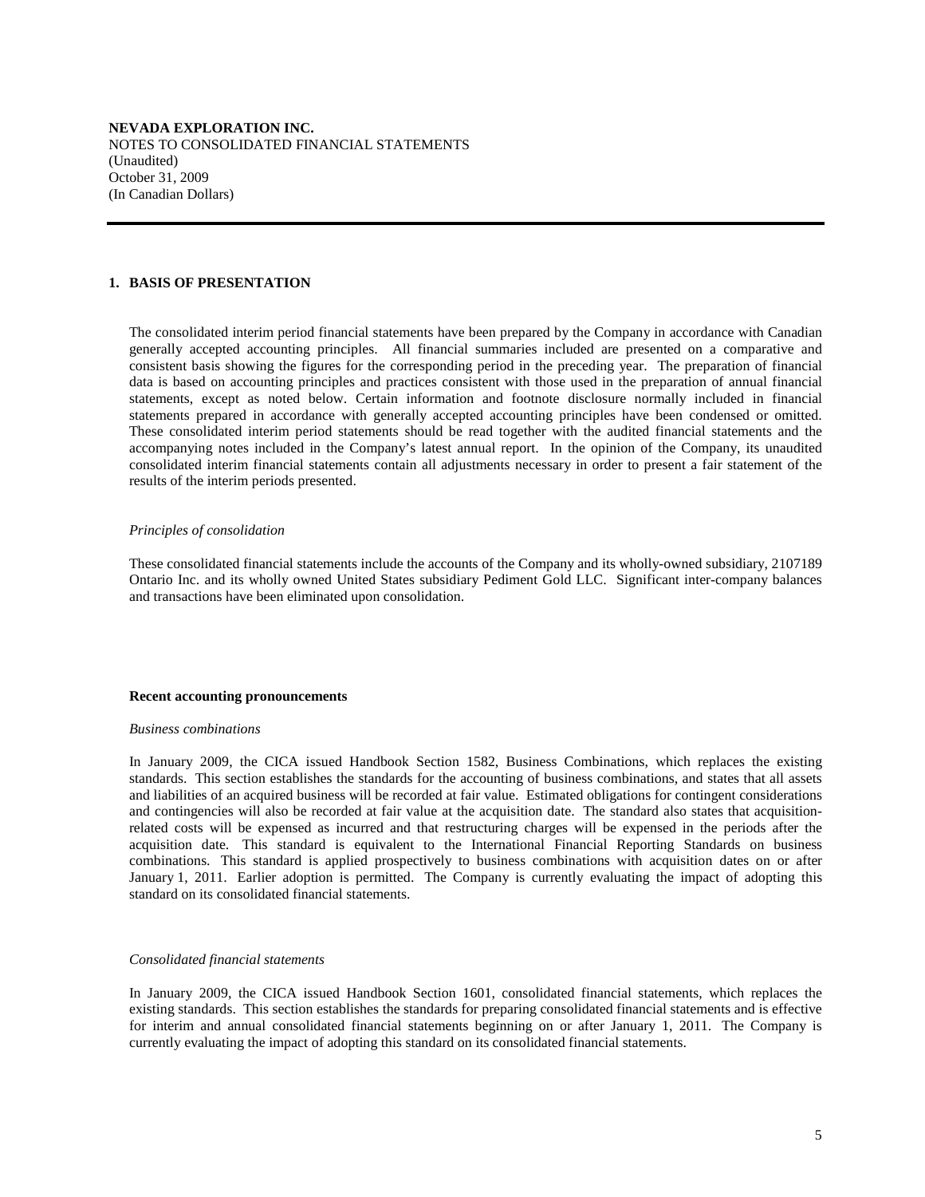**NEVADA EXPLORATION INC.**
NOTES TO CONSOLIDATED FINANCIAL STATEMENTS
(Unaudited)
October 31, 2009
(In Canadian Dollars)

## 1. BASIS OF PRESENTATION

The consolidated interim period financial statements have been prepared by the Company in accordance with Canadian generally accepted accounting principles. All financial summaries included are presented on a comparative and consistent basis showing the figures for the corresponding period in the preceding year. The preparation of financial data is based on accounting principles and practices consistent with those used in the preparation of annual financial statements, except as noted below. Certain information and footnote disclosure normally included in financial statements prepared in accordance with generally accepted accounting principles have been condensed or omitted. These consolidated interim period statements should be read together with the audited financial statements and the accompanying notes included in the Company's latest annual report. In the opinion of the Company, its unaudited consolidated interim financial statements contain all adjustments necessary in order to present a fair statement of the results of the interim periods presented.

*Principles of consolidation*

These consolidated financial statements include the accounts of the Company and its wholly-owned subsidiary, 2107189 Ontario Inc. and its wholly owned United States subsidiary Pediment Gold LLC. Significant inter-company balances and transactions have been eliminated upon consolidation.

**Recent accounting pronouncements**

*Business combinations*

In January 2009, the CICA issued Handbook Section 1582, Business Combinations, which replaces the existing standards. This section establishes the standards for the accounting of business combinations, and states that all assets and liabilities of an acquired business will be recorded at fair value. Estimated obligations for contingent considerations and contingencies will also be recorded at fair value at the acquisition date. The standard also states that acquisition-related costs will be expensed as incurred and that restructuring charges will be expensed in the periods after the acquisition date. This standard is equivalent to the International Financial Reporting Standards on business combinations. This standard is applied prospectively to business combinations with acquisition dates on or after January 1, 2011. Earlier adoption is permitted. The Company is currently evaluating the impact of adopting this standard on its consolidated financial statements.

*Consolidated financial statements*

In January 2009, the CICA issued Handbook Section 1601, consolidated financial statements, which replaces the existing standards. This section establishes the standards for preparing consolidated financial statements and is effective for interim and annual consolidated financial statements beginning on or after January 1, 2011. The Company is currently evaluating the impact of adopting this standard on its consolidated financial statements.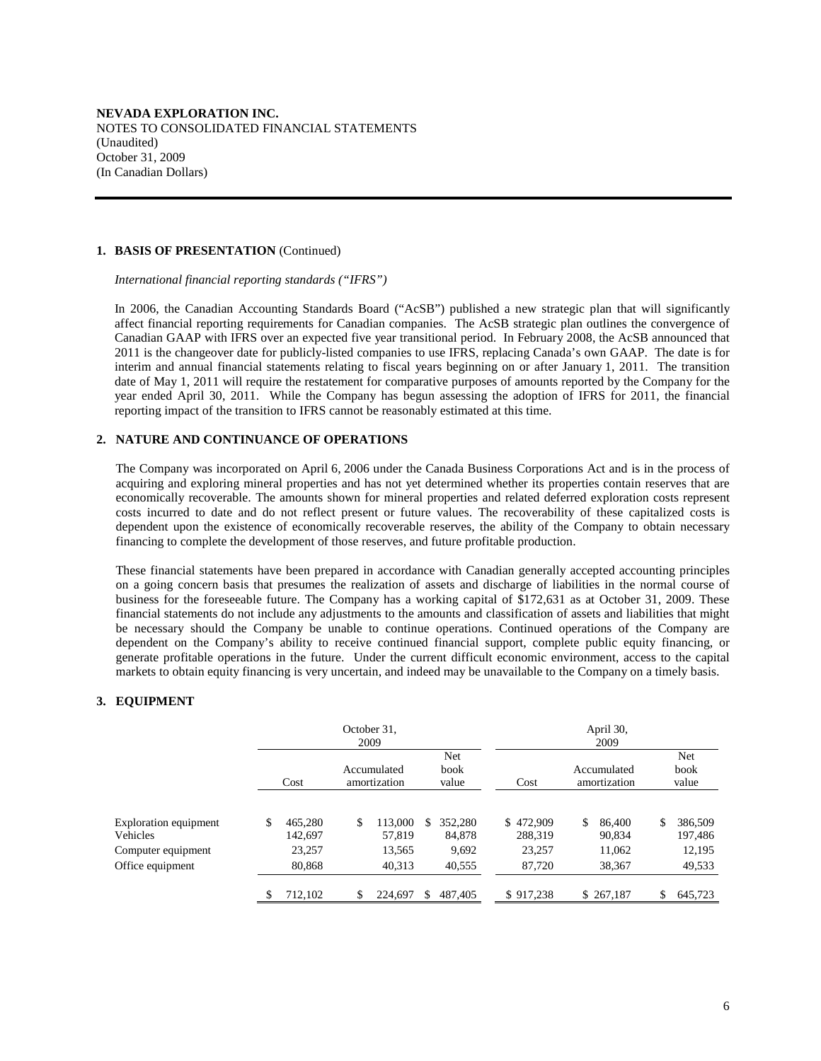**NEVADA EXPLORATION INC.**
NOTES TO CONSOLIDATED FINANCIAL STATEMENTS
(Unaudited)
October 31, 2009
(In Canadian Dollars)

## 1. BASIS OF PRESENTATION (Continued)

*International financial reporting standards ("IFRS")*

In 2006, the Canadian Accounting Standards Board ("AcSB") published a new strategic plan that will significantly affect financial reporting requirements for Canadian companies. The AcSB strategic plan outlines the convergence of Canadian GAAP with IFRS over an expected five year transitional period. In February 2008, the AcSB announced that 2011 is the changeover date for publicly-listed companies to use IFRS, replacing Canada's own GAAP. The date is for interim and annual financial statements relating to fiscal years beginning on or after January 1, 2011. The transition date of May 1, 2011 will require the restatement for comparative purposes of amounts reported by the Company for the year ended April 30, 2011. While the Company has begun assessing the adoption of IFRS for 2011, the financial reporting impact of the transition to IFRS cannot be reasonably estimated at this time.

## 2. NATURE AND CONTINUANCE OF OPERATIONS

The Company was incorporated on April 6, 2006 under the Canada Business Corporations Act and is in the process of acquiring and exploring mineral properties and has not yet determined whether its properties contain reserves that are economically recoverable. The amounts shown for mineral properties and related deferred exploration costs represent costs incurred to date and do not reflect present or future values. The recoverability of these capitalized costs is dependent upon the existence of economically recoverable reserves, the ability of the Company to obtain necessary financing to complete the development of those reserves, and future profitable production.

These financial statements have been prepared in accordance with Canadian generally accepted accounting principles on a going concern basis that presumes the realization of assets and discharge of liabilities in the normal course of business for the foreseeable future. The Company has a working capital of $172,631 as at October 31, 2009. These financial statements do not include any adjustments to the amounts and classification of assets and liabilities that might be necessary should the Company be unable to continue operations. Continued operations of the Company are dependent on the Company's ability to receive continued financial support, complete public equity financing, or generate profitable operations in the future. Under the current difficult economic environment, access to the capital markets to obtain equity financing is very uncertain, and indeed may be unavailable to the Company on a timely basis.

## 3. EQUIPMENT

| | October 31, 2009 | | | April 30, 2009 | | |
|---|---|---|---|---|---|---|
| | Cost | Accumulated amortization | Net book value | Cost | Accumulated amortization | Net book value |
| Exploration equipment | $ 465,280 | $ 113,000 | $ 352,280 | $ 472,909 | $ 86,400 | $ 386,509 |
| Vehicles | 142,697 | 57,819 | 84,878 | 288,319 | 90,834 | 197,486 |
| Computer equipment | 23,257 | 13,565 | 9,692 | 23,257 | 11,062 | 12,195 |
| Office equipment | 80,868 | 40,313 | 40,555 | 87,720 | 38,367 | 49,533 |
| | $ 712,102 | $ 224,697 | $ 487,405 | $ 917,238 | $ 267,187 | $ 645,723 |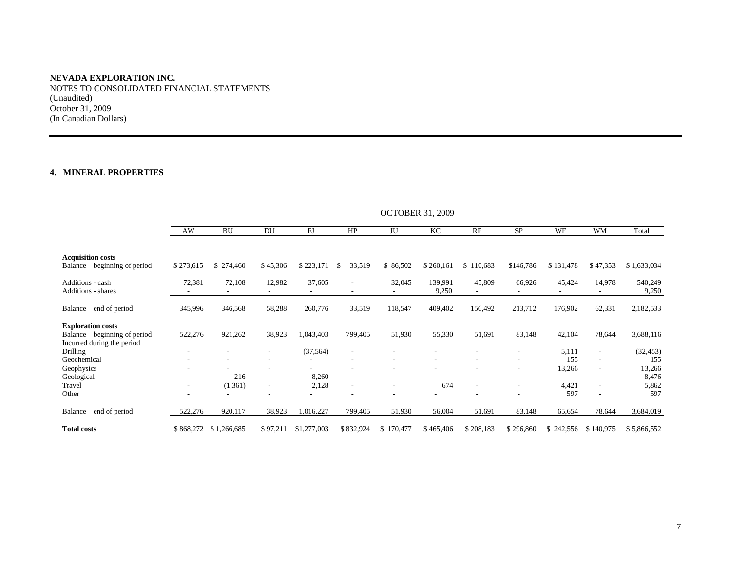**NEVADA EXPLORATION INC.**
NOTES TO CONSOLIDATED FINANCIAL STATEMENTS
(Unaudited)
October 31, 2009
(In Canadian Dollars)

## 4. MINERAL PROPERTIES

| | OCTOBER 31, 2009 | | | | | | | | | | | |
|---|---|---|---|---|---|---|---|---|---|---|---|---|
| | AW | BU | DU | FJ | HP | JU | KC | RP | SP | WF | WM | Total |
| **Acquisition costs** | | | | | | | | | | | | |
| Balance – beginning of period | $ 273,615 | $ 274,460 | $ 45,306 | $ 223,171 | $ 33,519 | $ 86,502 | $ 260,161 | $ 110,683 | $146,786 | $ 131,478 | $ 47,353 | $ 1,633,034 |
| Additions - cash | 72,381 | 72,108 | 12,982 | 37,605 | - | 32,045 | 139,991 | 45,809 | 66,926 | 45,424 | 14,978 | 540,249 |
| Additions - shares | - | - | - | - | - | - | 9,250 | - | - | - | - | 9,250 |
| Balance – end of period | 345,996 | 346,568 | 58,288 | 260,776 | 33,519 | 118,547 | 409,402 | 156,492 | 213,712 | 176,902 | 62,331 | 2,182,533 |
| **Exploration costs** | | | | | | | | | | | | |
| Balance – beginning of period | 522,276 | 921,262 | 38,923 | 1,043,403 | 799,405 | 51,930 | 55,330 | 51,691 | 83,148 | 42,104 | 78,644 | 3,688,116 |
| Incurred during the period | | | | | | | | | | | | |
| Drilling | - | - | - | (37,564) | - | - | - | - | - | 5,111 | - | (32,453) |
| Geochemical | - | - | - | - | - | - | - | - | - | 155 | - | 155 |
| Geophysics | - | - | - | - | - | - | - | - | - | 13,266 | - | 13,266 |
| Geological | - | 216 | - | 8,260 | - | - | - | - | - | - | - | 8,476 |
| Travel | - | (1,361) | - | 2,128 | - | - | 674 | - | - | 4,421 | - | 5,862 |
| Other | - | - | - | - | - | - | - | - | - | 597 | - | 597 |
| Balance – end of period | 522,276 | 920,117 | 38,923 | 1,016,227 | 799,405 | 51,930 | 56,004 | 51,691 | 83,148 | 65,654 | 78,644 | 3,684,019 |
| **Total costs** | $ 868,272 | $ 1,266,685 | $ 97,211 | $1,277,003 | $ 832,924 | $ 170,477 | $ 465,406 | $ 208,183 | $ 296,860 | $ 242,556 | $ 140,975 | $ 5,866,552 |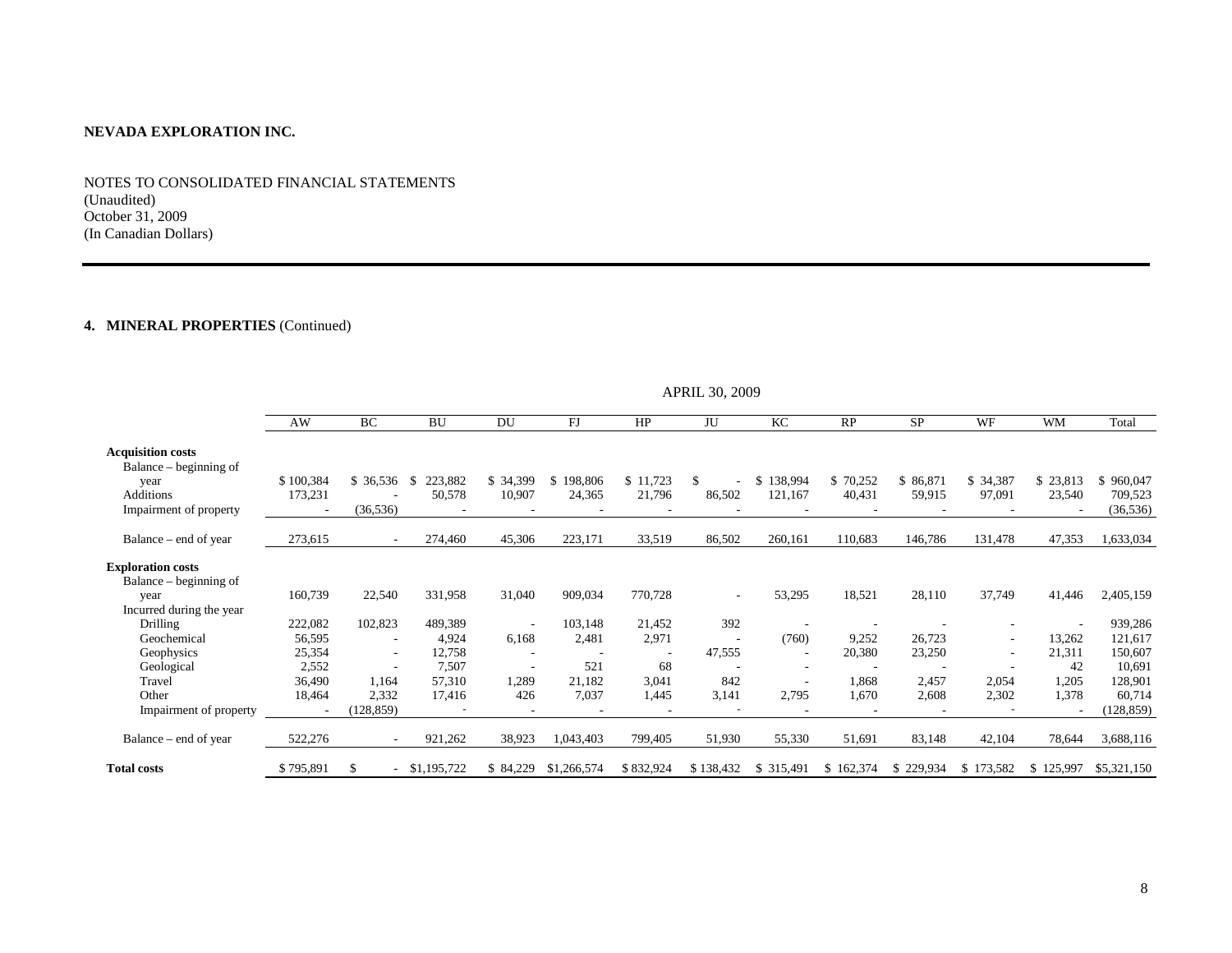**NEVADA EXPLORATION INC.**

NOTES TO CONSOLIDATED FINANCIAL STATEMENTS
(Unaudited)
October 31, 2009
(In Canadian Dollars)

**4. MINERAL PROPERTIES** (Continued)

| | APRIL 30, 2009 | | | | | | | | | | | | |
|---|---|---|---|---|---|---|---|---|---|---|---|---|---|
| | AW | BC | BU | DU | FJ | HP | JU | KC | RP | SP | WF | WM | Total |
| **Acquisition costs** | | | | | | | | | | | | | |
| Balance – beginning of year | $ 100,384 | $ 36,536 | $ 223,882 | $ 34,399 | $ 198,806 | $ 11,723 | $ - | $ 138,994 | $ 70,252 | $ 86,871 | $ 34,387 | $ 23,813 | $ 960,047 |
| Additions | 173,231 | - | 50,578 | 10,907 | 24,365 | 21,796 | 86,502 | 121,167 | 40,431 | 59,915 | 97,091 | 23,540 | 709,523 |
| Impairment of property | - | (36,536) | - | - | - | - | - | - | - | - | - | - | (36,536) |
| Balance – end of year | 273,615 | - | 274,460 | 45,306 | 223,171 | 33,519 | 86,502 | 260,161 | 110,683 | 146,786 | 131,478 | 47,353 | 1,633,034 |
| **Exploration costs** | | | | | | | | | | | | | |
| Balance – beginning of year | 160,739 | 22,540 | 331,958 | 31,040 | 909,034 | 770,728 | - | 53,295 | 18,521 | 28,110 | 37,749 | 41,446 | 2,405,159 |
| Incurred during the year | | | | | | | | | | | | | |
| Drilling | 222,082 | 102,823 | 489,389 | - | 103,148 | 21,452 | 392 | - | - | - | - | - | 939,286 |
| Geochemical | 56,595 | - | 4,924 | 6,168 | 2,481 | 2,971 | - | (760) | 9,252 | 26,723 | - | 13,262 | 121,617 |
| Geophysics | 25,354 | - | 12,758 | - | - | - | 47,555 | - | 20,380 | 23,250 | - | 21,311 | 150,607 |
| Geological | 2,552 | - | 7,507 | - | 521 | 68 | - | - | - | - | - | 42 | 10,691 |
| Travel | 36,490 | 1,164 | 57,310 | 1,289 | 21,182 | 3,041 | 842 | - | 1,868 | 2,457 | 2,054 | 1,205 | 128,901 |
| Other | 18,464 | 2,332 | 17,416 | 426 | 7,037 | 1,445 | 3,141 | 2,795 | 1,670 | 2,608 | 2,302 | 1,378 | 60,714 |
| Impairment of property | - | (128,859) | - | - | - | - | - | - | - | - | - | - | (128,859) |
| Balance – end of year | 522,276 | - | 921,262 | 38,923 | 1,043,403 | 799,405 | 51,930 | 55,330 | 51,691 | 83,148 | 42,104 | 78,644 | 3,688,116 |
| **Total costs** | $ 795,891 | $ - | $1,195,722 | $ 84,229 | $1,266,574 | $ 832,924 | $ 138,432 | $ 315,491 | $ 162,374 | $ 229,934 | $ 173,582 | $ 125,997 | $5,321,150 |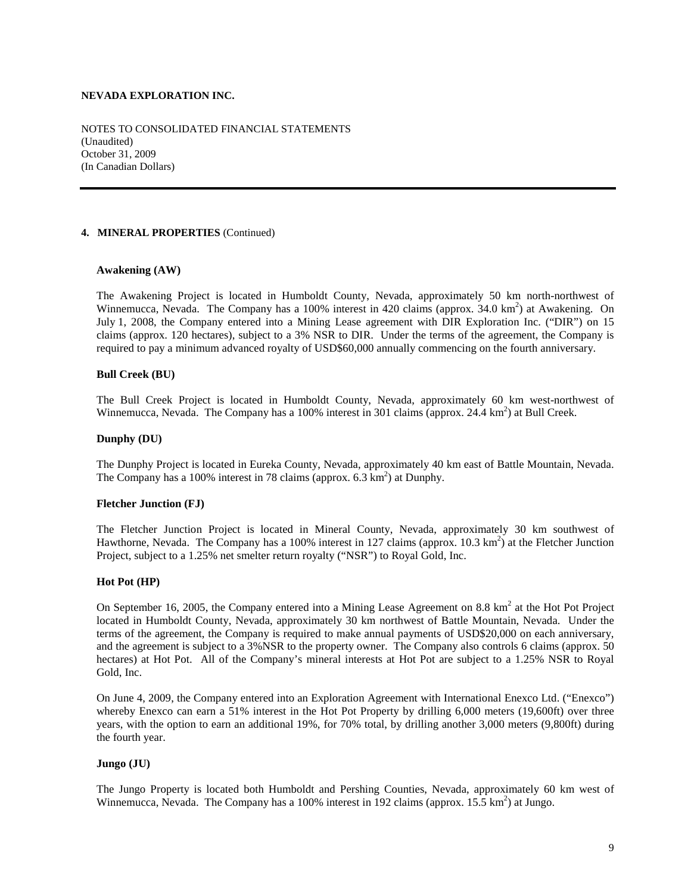## 4. MINERAL PROPERTIES (Continued)

### Awakening (AW)

The Awakening Project is located in Humboldt County, Nevada, approximately 50 km north-northwest of Winnemucca, Nevada. The Company has a 100% interest in 420 claims (approx. 34.0 $km^2$) at Awakening. On July 1, 2008, the Company entered into a Mining Lease agreement with DIR Exploration Inc. ("DIR") on 15 claims (approx. 120 hectares), subject to a 3% NSR to DIR. Under the terms of the agreement, the Company is required to pay a minimum advanced royalty of USD$60,000 annually commencing on the fourth anniversary.

### Bull Creek (BU)

The Bull Creek Project is located in Humboldt County, Nevada, approximately 60 km west-northwest of Winnemucca, Nevada. The Company has a 100% interest in 301 claims (approx. 24.4 $km^2$) at Bull Creek.

### Dunphy (DU)

The Dunphy Project is located in Eureka County, Nevada, approximately 40 km east of Battle Mountain, Nevada. The Company has a 100% interest in 78 claims (approx. 6.3 $km^2$) at Dunphy.

### Fletcher Junction (FJ)

The Fletcher Junction Project is located in Mineral County, Nevada, approximately 30 km southwest of Hawthorne, Nevada. The Company has a 100% interest in 127 claims (approx. 10.3 $km^2$) at the Fletcher Junction Project, subject to a 1.25% net smelter return royalty ("NSR") to Royal Gold, Inc.

### Hot Pot (HP)

On September 16, 2005, the Company entered into a Mining Lease Agreement on 8.8 $km^2$ at the Hot Pot Project located in Humboldt County, Nevada, approximately 30 km northwest of Battle Mountain, Nevada. Under the terms of the agreement, the Company is required to make annual payments of USD$20,000 on each anniversary, and the agreement is subject to a 3%NSR to the property owner. The Company also controls 6 claims (approx. 50 hectares) at Hot Pot. All of the Company's mineral interests at Hot Pot are subject to a 1.25% NSR to Royal Gold, Inc.

On June 4, 2009, the Company entered into an Exploration Agreement with International Enexco Ltd. ("Enexco") whereby Enexco can earn a 51% interest in the Hot Pot Property by drilling 6,000 meters (19,600ft) over three years, with the option to earn an additional 19%, for 70% total, by drilling another 3,000 meters (9,800ft) during the fourth year.

### Jungo (JU)

The Jungo Property is located both Humboldt and Pershing Counties, Nevada, approximately 60 km west of Winnemucca, Nevada. The Company has a 100% interest in 192 claims (approx. 15.5 $km^2$) at Jungo.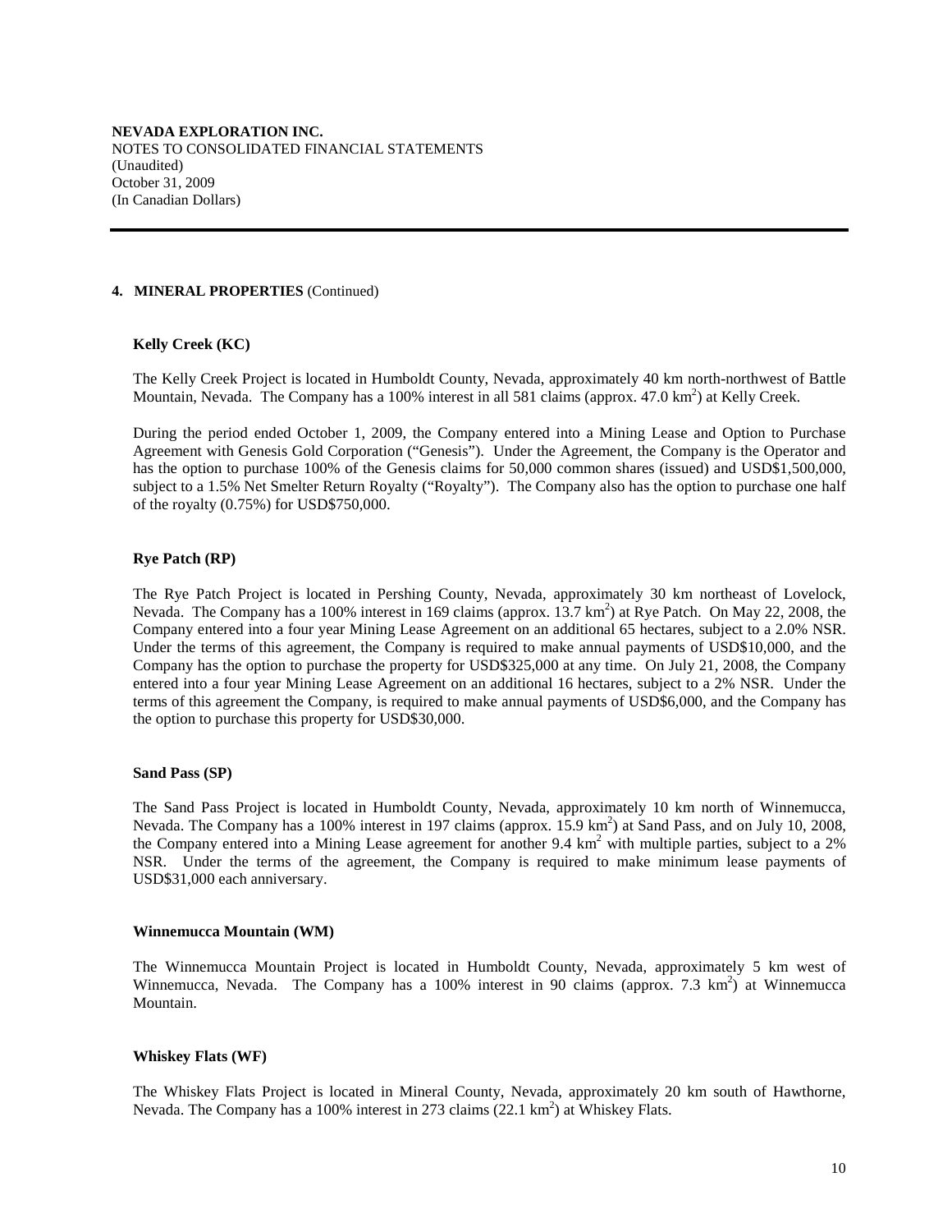**NEVADA EXPLORATION INC.**
NOTES TO CONSOLIDATED FINANCIAL STATEMENTS
(Unaudited)
October 31, 2009
(In Canadian Dollars)

**4. MINERAL PROPERTIES** (Continued)

**Kelly Creek (KC)**

The Kelly Creek Project is located in Humboldt County, Nevada, approximately 40 km north-northwest of Battle Mountain, Nevada. The Company has a 100% interest in all 581 claims (approx. 47.0 km$^2$) at Kelly Creek.

During the period ended October 1, 2009, the Company entered into a Mining Lease and Option to Purchase Agreement with Genesis Gold Corporation ("Genesis"). Under the Agreement, the Company is the Operator and has the option to purchase 100% of the Genesis claims for 50,000 common shares (issued) and USD$1,500,000, subject to a 1.5% Net Smelter Return Royalty ("Royalty"). The Company also has the option to purchase one half of the royalty (0.75%) for USD$750,000.

**Rye Patch (RP)**

The Rye Patch Project is located in Pershing County, Nevada, approximately 30 km northeast of Lovelock, Nevada. The Company has a 100% interest in 169 claims (approx. 13.7 km$^2$) at Rye Patch. On May 22, 2008, the Company entered into a four year Mining Lease Agreement on an additional 65 hectares, subject to a 2.0% NSR. Under the terms of this agreement, the Company is required to make annual payments of USD$10,000, and the Company has the option to purchase the property for USD$325,000 at any time. On July 21, 2008, the Company entered into a four year Mining Lease Agreement on an additional 16 hectares, subject to a 2% NSR. Under the terms of this agreement the Company, is required to make annual payments of USD$6,000, and the Company has the option to purchase this property for USD$30,000.

**Sand Pass (SP)**

The Sand Pass Project is located in Humboldt County, Nevada, approximately 10 km north of Winnemucca, Nevada. The Company has a 100% interest in 197 claims (approx. 15.9 km$^2$) at Sand Pass, and on July 10, 2008, the Company entered into a Mining Lease agreement for another 9.4 km$^2$ with multiple parties, subject to a 2% NSR. Under the terms of the agreement, the Company is required to make minimum lease payments of USD$31,000 each anniversary.

**Winnemucca Mountain (WM)**

The Winnemucca Mountain Project is located in Humboldt County, Nevada, approximately 5 km west of Winnemucca, Nevada. The Company has a 100% interest in 90 claims (approx. 7.3 km$^2$) at Winnemucca Mountain.

**Whiskey Flats (WF)**

The Whiskey Flats Project is located in Mineral County, Nevada, approximately 20 km south of Hawthorne, Nevada. The Company has a 100% interest in 273 claims (22.1 km$^2$) at Whiskey Flats.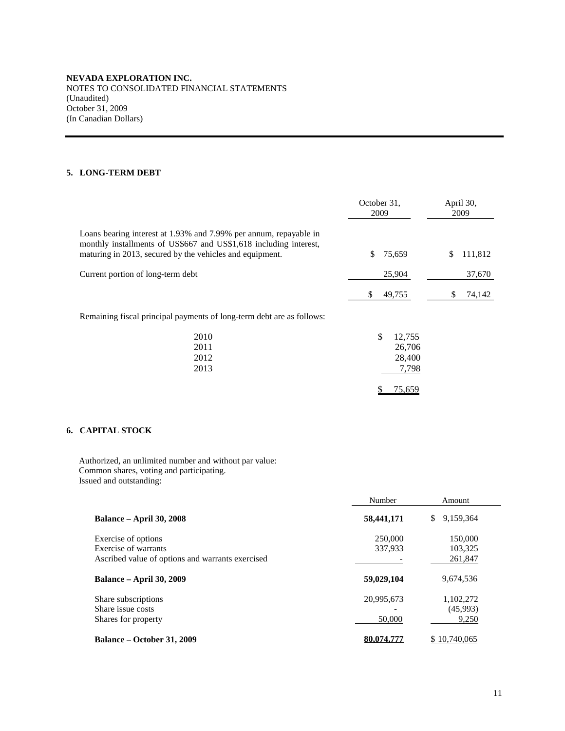**NEVADA EXPLORATION INC.**
NOTES TO CONSOLIDATED FINANCIAL STATEMENTS
(Unaudited)
October 31, 2009
(In Canadian Dollars)

## 5. LONG-TERM DEBT

| | October 31, 2009 | April 30, 2009 |
|---|---|---|
| Loans bearing interest at 1.93% and 7.99% per annum, repayable in monthly installments of US$667 and US$1,618 including interest, maturing in 2013, secured by the vehicles and equipment. | $ 75,659 | $ 111,812 |
| Current portion of long-term debt | 25,904 | 37,670 |
| | $ 49,755 | $ 74,142 |

Remaining fiscal principal payments of long-term debt are as follows:

| | |
|---|---|
| 2010 | $ 12,755 |
| 2011 | 26,706 |
| 2012 | 28,400 |
| 2013 | 7,798 |
| | $ 75,659 |

## 6. CAPITAL STOCK

Authorized, an unlimited number and without par value:
Common shares, voting and participating.
Issued and outstanding:

| | Number | Amount |
|---|---|---|
| **Balance – April 30, 2008** | **58,441,171** | $ 9,159,364 |
| Exercise of options | 250,000 | 150,000 |
| Exercise of warrants | 337,933 | 103,325 |
| Ascribed value of options and warrants exercised | - | 261,847 |
| **Balance – April 30, 2009** | **59,029,104** | 9,674,536 |
| Share subscriptions | 20,995,673 | 1,102,272 |
| Share issue costs | - | (45,993) |
| Shares for property | 50,000 | 9,250 |
| **Balance – October 31, 2009** | **80,074,777** | $ 10,740,065 |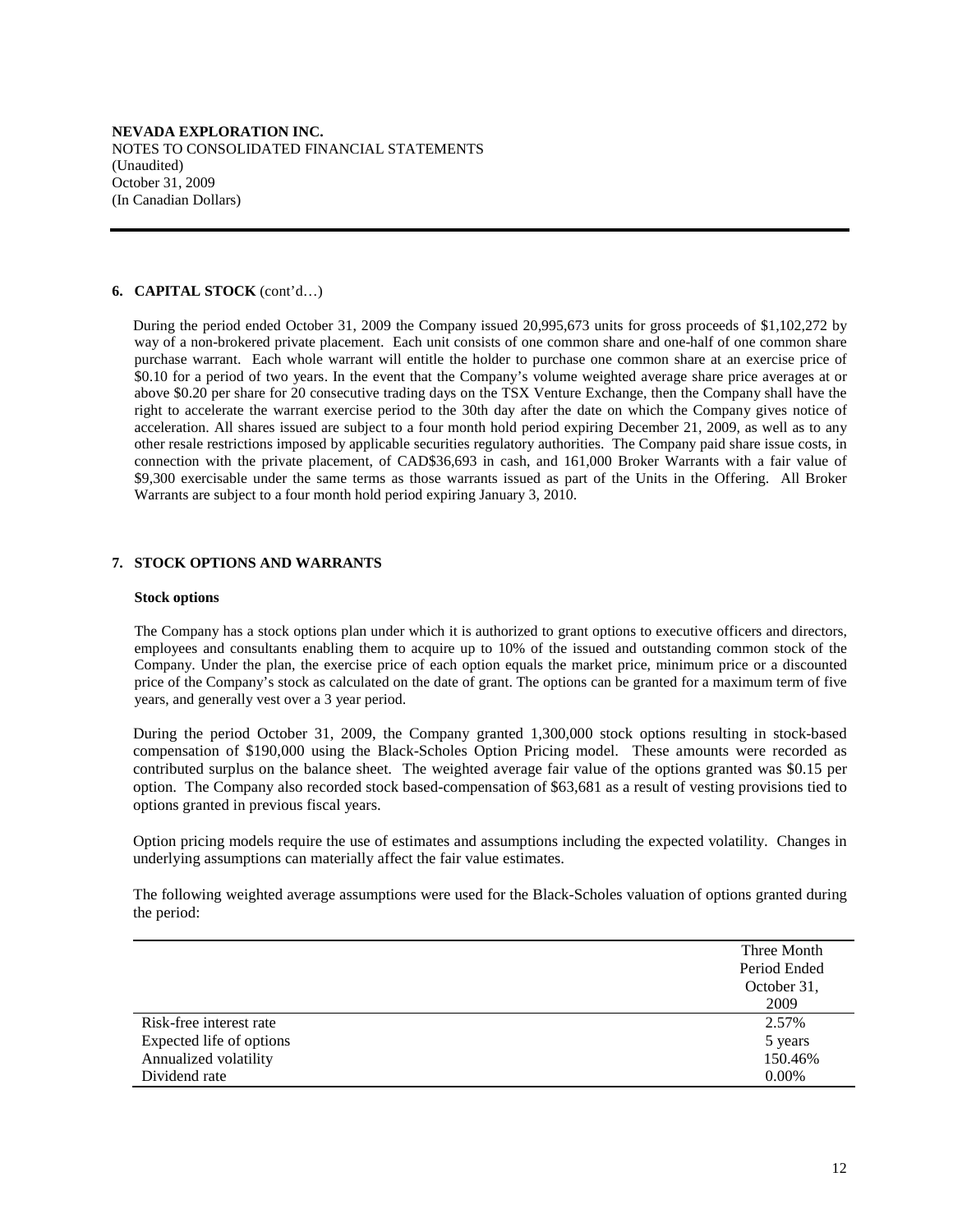**NEVADA EXPLORATION INC.**
NOTES TO CONSOLIDATED FINANCIAL STATEMENTS
(Unaudited)
October 31, 2009
(In Canadian Dollars)

## 6. CAPITAL STOCK (cont'd…)

During the period ended October 31, 2009 the Company issued 20,995,673 units for gross proceeds of $1,102,272 by way of a non-brokered private placement. Each unit consists of one common share and one-half of one common share purchase warrant. Each whole warrant will entitle the holder to purchase one common share at an exercise price of $0.10 for a period of two years. In the event that the Company's volume weighted average share price averages at or above $0.20 per share for 20 consecutive trading days on the TSX Venture Exchange, then the Company shall have the right to accelerate the warrant exercise period to the 30th day after the date on which the Company gives notice of acceleration. All shares issued are subject to a four month hold period expiring December 21, 2009, as well as to any other resale restrictions imposed by applicable securities regulatory authorities. The Company paid share issue costs, in connection with the private placement, of CAD$36,693 in cash, and 161,000 Broker Warrants with a fair value of $9,300 exercisable under the same terms as those warrants issued as part of the Units in the Offering. All Broker Warrants are subject to a four month hold period expiring January 3, 2010.

## 7. STOCK OPTIONS AND WARRANTS

### Stock options

The Company has a stock options plan under which it is authorized to grant options to executive officers and directors, employees and consultants enabling them to acquire up to 10% of the issued and outstanding common stock of the Company. Under the plan, the exercise price of each option equals the market price, minimum price or a discounted price of the Company's stock as calculated on the date of grant. The options can be granted for a maximum term of five years, and generally vest over a 3 year period.

During the period October 31, 2009, the Company granted 1,300,000 stock options resulting in stock-based compensation of $190,000 using the Black-Scholes Option Pricing model. These amounts were recorded as contributed surplus on the balance sheet. The weighted average fair value of the options granted was $0.15 per option. The Company also recorded stock based-compensation of $63,681 as a result of vesting provisions tied to options granted in previous fiscal years.

Option pricing models require the use of estimates and assumptions including the expected volatility. Changes in underlying assumptions can materially affect the fair value estimates.

The following weighted average assumptions were used for the Black-Scholes valuation of options granted during the period:

| | Three Month Period Ended October 31, 2009 |
|---|---|
| Risk-free interest rate | 2.57% |
| Expected life of options | 5 years |
| Annualized volatility | 150.46% |
| Dividend rate | 0.00% |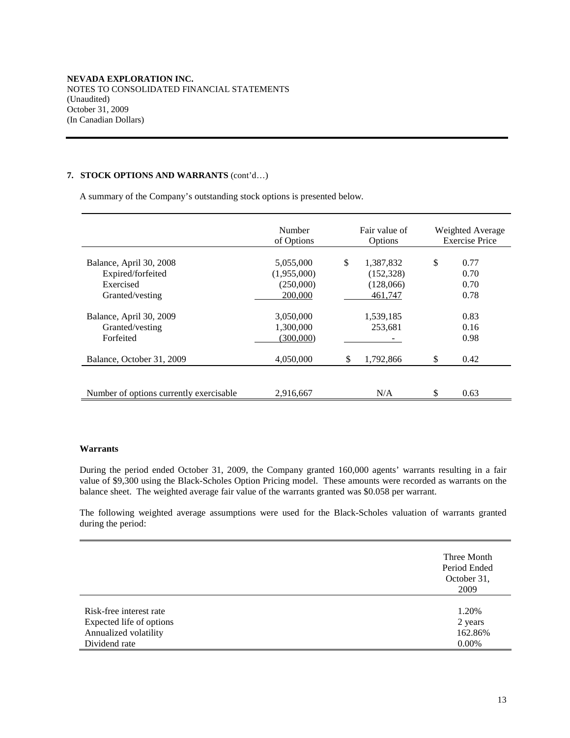**NEVADA EXPLORATION INC.**
NOTES TO CONSOLIDATED FINANCIAL STATEMENTS
(Unaudited)
October 31, 2009
(In Canadian Dollars)

**7. STOCK OPTIONS AND WARRANTS** (cont'd…)

A summary of the Company's outstanding stock options is presented below.

| | Number of Options | Fair value of Options | Weighted Average Exercise Price |
|---|---|---|---|
| Balance, April 30, 2008 | 5,055,000 | $ 1,387,832 | $ 0.77 |
| Expired/forfeited | (1,955,000) | (152,328) | 0.70 |
| Exercised | (250,000) | (128,066) | 0.70 |
| Granted/vesting | 200,000 | 461,747 | 0.78 |
| Balance, April 30, 2009 | 3,050,000 | 1,539,185 | 0.83 |
| Granted/vesting | 1,300,000 | 253,681 | 0.16 |
| Forfeited | (300,000) | - | 0.98 |
| Balance, October 31, 2009 | 4,050,000 | $ 1,792,866 | $ 0.42 |
| Number of options currently exercisable | 2,916,667 | N/A | $ 0.63 |

**Warrants**

During the period ended October 31, 2009, the Company granted 160,000 agents' warrants resulting in a fair value of $9,300 using the Black-Scholes Option Pricing model. These amounts were recorded as warrants on the balance sheet. The weighted average fair value of the warrants granted was $0.058 per warrant.

The following weighted average assumptions were used for the Black-Scholes valuation of warrants granted during the period:

| | Three Month Period Ended October 31, 2009 |
|---|---|
| Risk-free interest rate | 1.20% |
| Expected life of options | 2 years |
| Annualized volatility | 162.86% |
| Dividend rate | 0.00% |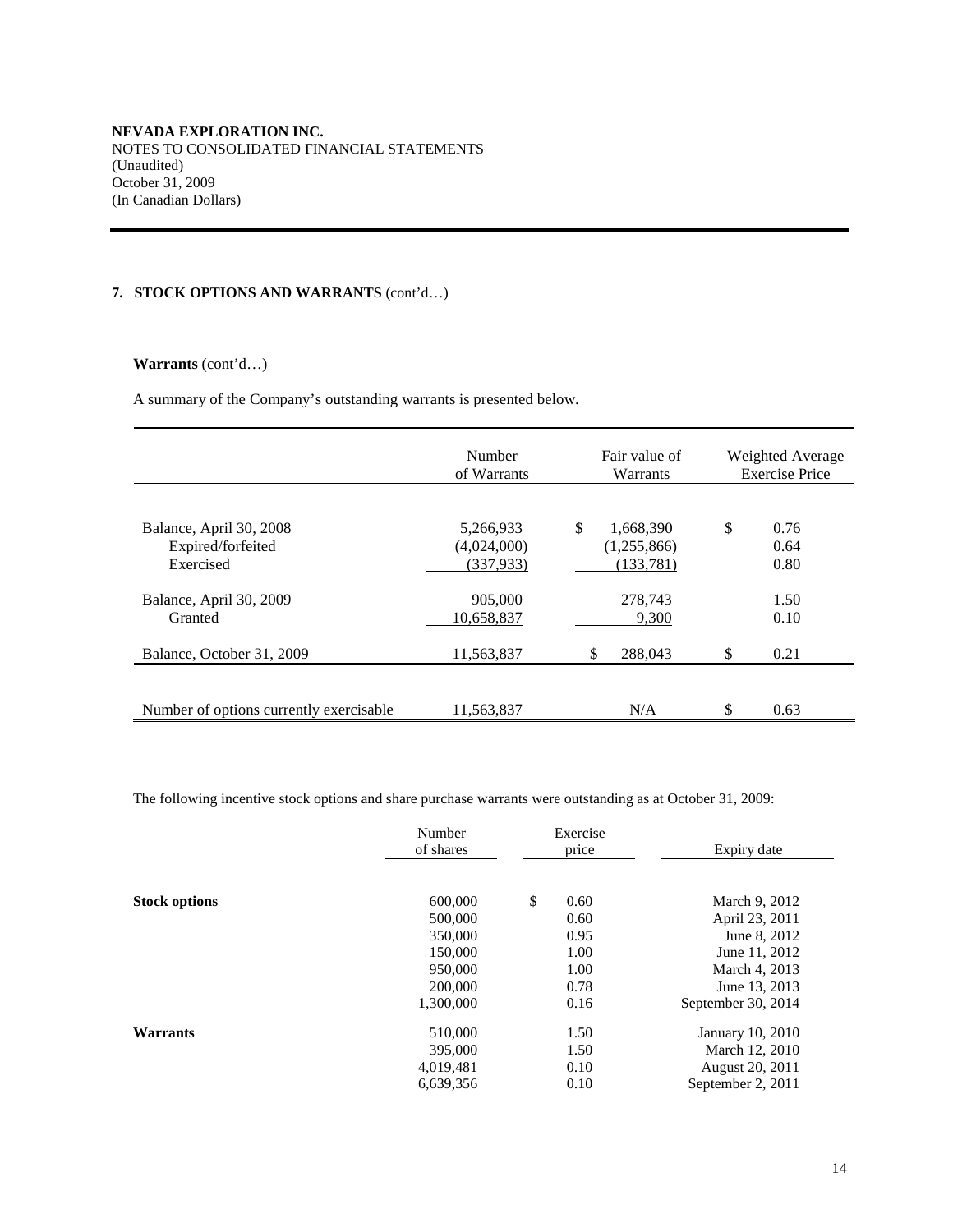**NEVADA EXPLORATION INC.**
NOTES TO CONSOLIDATED FINANCIAL STATEMENTS
(Unaudited)
October 31, 2009
(In Canadian Dollars)

**7. STOCK OPTIONS AND WARRANTS** (cont'd…)

**Warrants** (cont'd…)

A summary of the Company's outstanding warrants is presented below.

| | Number of Warrants | Fair value of Warrants | Weighted Average Exercise Price |
|---|---|---|---|
| Balance, April 30, 2008 | 5,266,933 | $ 1,668,390 | $ 0.76 |
| Expired/forfeited | (4,024,000) | (1,255,866) | 0.64 |
| Exercised | (337,933) | (133,781) | 0.80 |
| Balance, April 30, 2009 | 905,000 | 278,743 | 1.50 |
| Granted | 10,658,837 | 9,300 | 0.10 |
| Balance, October 31, 2009 | 11,563,837 | $ 288,043 | $ 0.21 |
| Number of options currently exercisable | 11,563,837 | N/A | $ 0.63 |

The following incentive stock options and share purchase warrants were outstanding as at October 31, 2009:

| | Number of shares | Exercise price | Expiry date |
|---|---|---|---|
| **Stock options** | 600,000 | $ 0.60 | March 9, 2012 |
| | 500,000 | 0.60 | April 23, 2011 |
| | 350,000 | 0.95 | June 8, 2012 |
| | 150,000 | 1.00 | June 11, 2012 |
| | 950,000 | 1.00 | March 4, 2013 |
| | 200,000 | 0.78 | June 13, 2013 |
| | 1,300,000 | 0.16 | September 30, 2014 |
| **Warrants** | 510,000 | 1.50 | January 10, 2010 |
| | 395,000 | 1.50 | March 12, 2010 |
| | 4,019,481 | 0.10 | August 20, 2011 |
| | 6,639,356 | 0.10 | September 2, 2011 |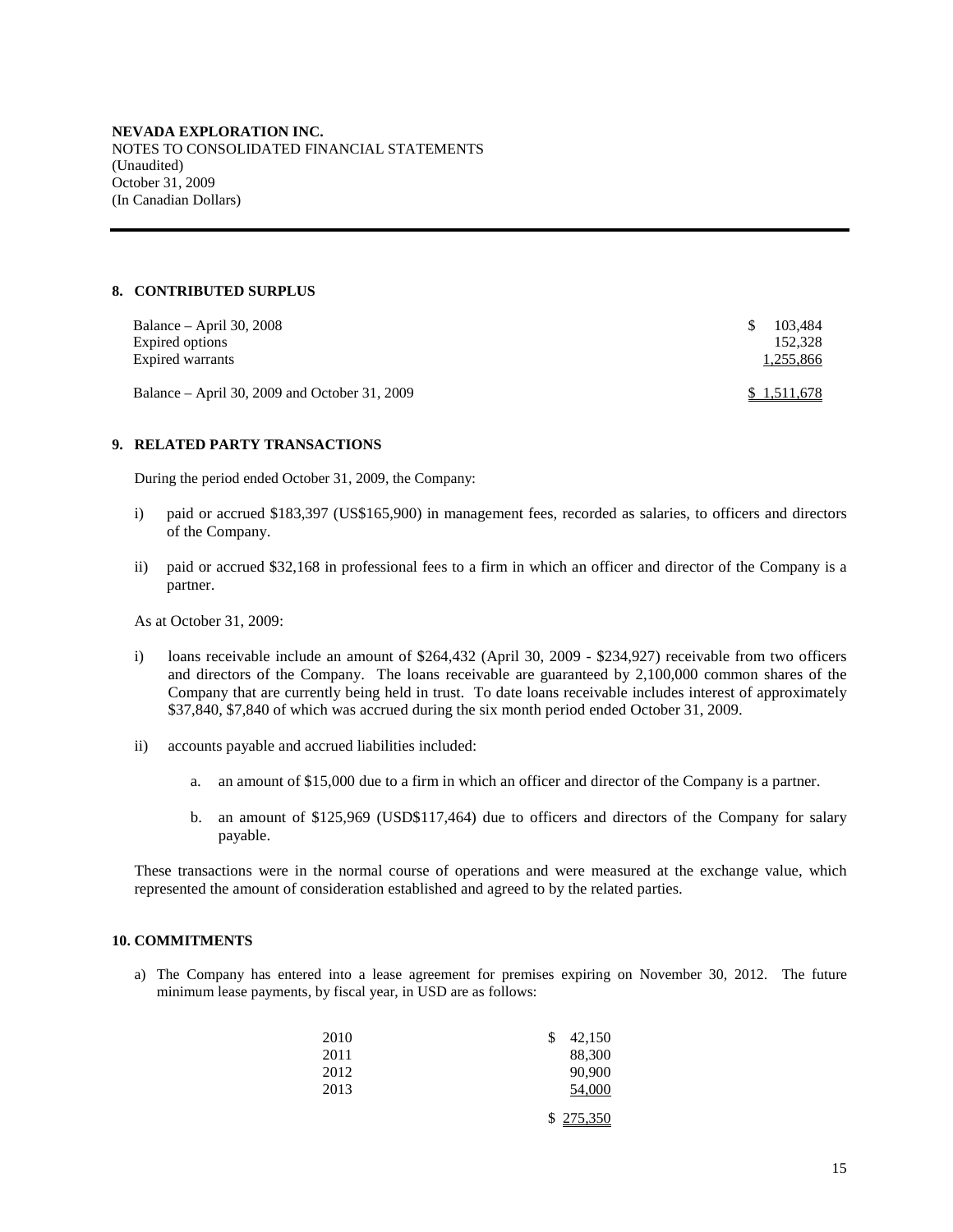**NEVADA EXPLORATION INC.**
NOTES TO CONSOLIDATED FINANCIAL STATEMENTS
(Unaudited)
October 31, 2009
(In Canadian Dollars)

## 8. CONTRIBUTED SURPLUS

| | |
|---|---|
| Balance – April 30, 2008 | $ 103,484 |
| Expired options | 152,328 |
| Expired warrants | 1,255,866 |
| Balance – April 30, 2009 and October 31, 2009 | $ 1,511,678 |

## 9. RELATED PARTY TRANSACTIONS

During the period ended October 31, 2009, the Company:

i) paid or accrued $183,397 (US$165,900) in management fees, recorded as salaries, to officers and directors of the Company.

ii) paid or accrued $32,168 in professional fees to a firm in which an officer and director of the Company is a partner.

As at October 31, 2009:

i) loans receivable include an amount of $264,432 (April 30, 2009 - $234,927) receivable from two officers and directors of the Company. The loans receivable are guaranteed by 2,100,000 common shares of the Company that are currently being held in trust. To date loans receivable includes interest of approximately $37,840, $7,840 of which was accrued during the six month period ended October 31, 2009.

ii) accounts payable and accrued liabilities included:

a. an amount of $15,000 due to a firm in which an officer and director of the Company is a partner.

b. an amount of $125,969 (USD$117,464) due to officers and directors of the Company for salary payable.

These transactions were in the normal course of operations and were measured at the exchange value, which represented the amount of consideration established and agreed to by the related parties.

## 10. COMMITMENTS

a) The Company has entered into a lease agreement for premises expiring on November 30, 2012. The future minimum lease payments, by fiscal year, in USD are as follows:

| | |
|---|---|
| 2010 | $ 42,150 |
| 2011 | 88,300 |
| 2012 | 90,900 |
| 2013 | 54,000 |
| | $ 275,350 |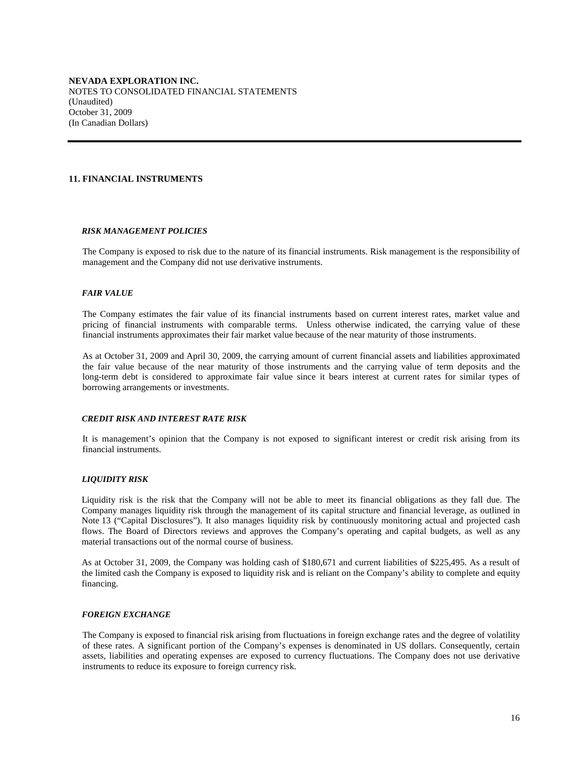**NEVADA EXPLORATION INC.**
NOTES TO CONSOLIDATED FINANCIAL STATEMENTS
(Unaudited)
October 31, 2009
(In Canadian Dollars)

## 11. FINANCIAL INSTRUMENTS

### *RISK MANAGEMENT POLICIES*

The Company is exposed to risk due to the nature of its financial instruments. Risk management is the responsibility of management and the Company did not use derivative instruments.

### *FAIR VALUE*

The Company estimates the fair value of its financial instruments based on current interest rates, market value and pricing of financial instruments with comparable terms. Unless otherwise indicated, the carrying value of these financial instruments approximates their fair market value because of the near maturity of those instruments.

As at October 31, 2009 and April 30, 2009, the carrying amount of current financial assets and liabilities approximated the fair value because of the near maturity of those instruments and the carrying value of term deposits and the long-term debt is considered to approximate fair value since it bears interest at current rates for similar types of borrowing arrangements or investments.

### *CREDIT RISK AND INTEREST RATE RISK*

It is management's opinion that the Company is not exposed to significant interest or credit risk arising from its financial instruments.

### *LIQUIDITY RISK*

Liquidity risk is the risk that the Company will not be able to meet its financial obligations as they fall due. The Company manages liquidity risk through the management of its capital structure and financial leverage, as outlined in Note 13 ("Capital Disclosures"). It also manages liquidity risk by continuously monitoring actual and projected cash flows. The Board of Directors reviews and approves the Company's operating and capital budgets, as well as any material transactions out of the normal course of business.

As at October 31, 2009, the Company was holding cash of $180,671 and current liabilities of $225,495. As a result of the limited cash the Company is exposed to liquidity risk and is reliant on the Company's ability to complete and equity financing.

### *FOREIGN EXCHANGE*

The Company is exposed to financial risk arising from fluctuations in foreign exchange rates and the degree of volatility of these rates. A significant portion of the Company's expenses is denominated in US dollars. Consequently, certain assets, liabilities and operating expenses are exposed to currency fluctuations. The Company does not use derivative instruments to reduce its exposure to foreign currency risk.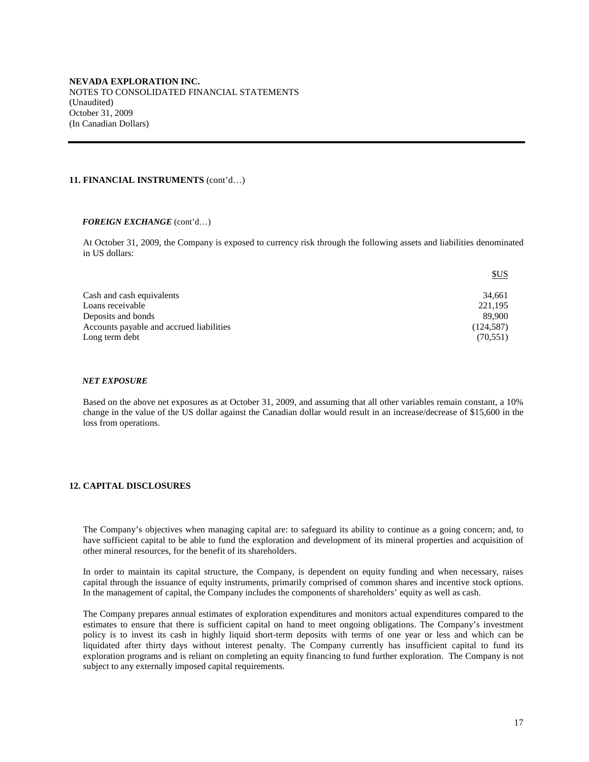**NEVADA EXPLORATION INC.**
NOTES TO CONSOLIDATED FINANCIAL STATEMENTS
(Unaudited)
October 31, 2009
(In Canadian Dollars)

## 11. FINANCIAL INSTRUMENTS (cont'd…)

### *FOREIGN EXCHANGE* (cont'd…)

At October 31, 2009, the Company is exposed to currency risk through the following assets and liabilities denominated in US dollars:

| | $US |
|---|---|
| Cash and cash equivalents | 34,661 |
| Loans receivable | 221,195 |
| Deposits and bonds | 89,900 |
| Accounts payable and accrued liabilities | (124,587) |
| Long term debt | (70,551) |

### *NET EXPOSURE*

Based on the above net exposures as at October 31, 2009, and assuming that all other variables remain constant, a 10% change in the value of the US dollar against the Canadian dollar would result in an increase/decrease of $15,600 in the loss from operations.

## 12. CAPITAL DISCLOSURES

The Company's objectives when managing capital are: to safeguard its ability to continue as a going concern; and, to have sufficient capital to be able to fund the exploration and development of its mineral properties and acquisition of other mineral resources, for the benefit of its shareholders.

In order to maintain its capital structure, the Company, is dependent on equity funding and when necessary, raises capital through the issuance of equity instruments, primarily comprised of common shares and incentive stock options. In the management of capital, the Company includes the components of shareholders' equity as well as cash.

The Company prepares annual estimates of exploration expenditures and monitors actual expenditures compared to the estimates to ensure that there is sufficient capital on hand to meet ongoing obligations. The Company's investment policy is to invest its cash in highly liquid short-term deposits with terms of one year or less and which can be liquidated after thirty days without interest penalty. The Company currently has insufficient capital to fund its exploration programs and is reliant on completing an equity financing to fund further exploration. The Company is not subject to any externally imposed capital requirements.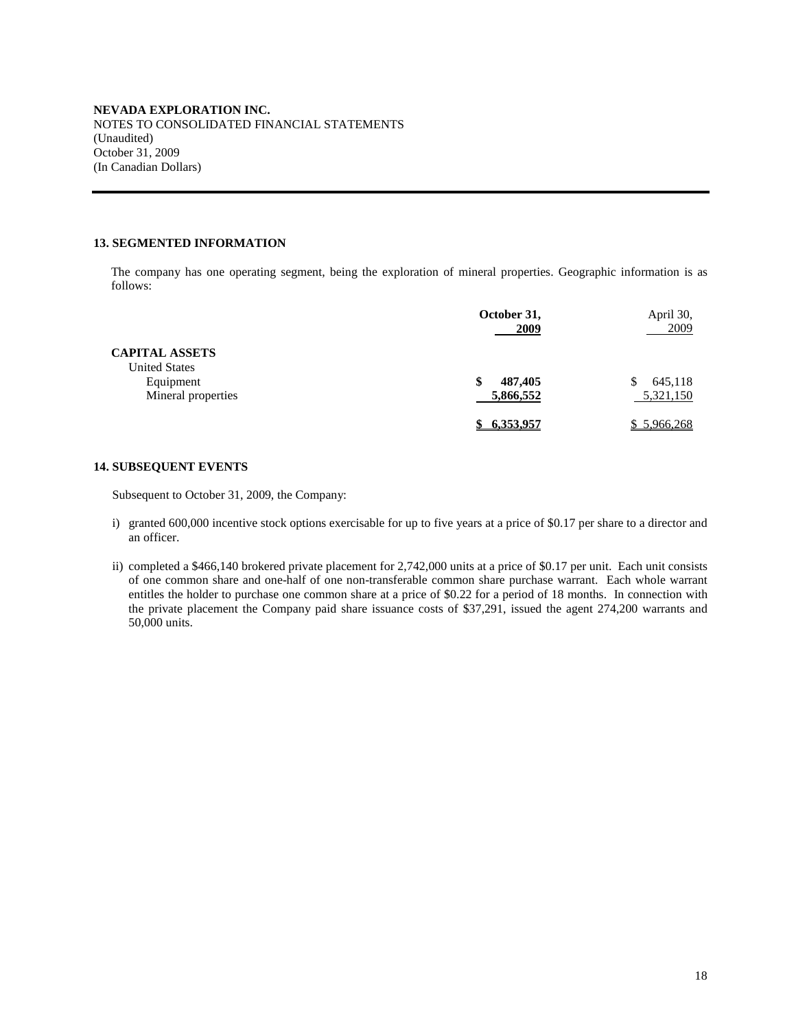**NEVADA EXPLORATION INC.**
NOTES TO CONSOLIDATED FINANCIAL STATEMENTS
(Unaudited)
October 31, 2009
(In Canadian Dollars)

## 13. SEGMENTED INFORMATION

The company has one operating segment, being the exploration of mineral properties. Geographic information is as follows:

| | October 31, 2009 | April 30, 2009 |
|---|---|---|
| **CAPITAL ASSETS** | | |
| United States | | |
| Equipment | $ 487,405 | $ 645,118 |
| Mineral properties | 5,866,552 | 5,321,150 |
| | $ 6,353,957 | $ 5,966,268 |

## 14. SUBSEQUENT EVENTS

Subsequent to October 31, 2009, the Company:

i) granted 600,000 incentive stock options exercisable for up to five years at a price of $0.17 per share to a director and an officer.

ii) completed a $466,140 brokered private placement for 2,742,000 units at a price of $0.17 per unit. Each unit consists of one common share and one-half of one non-transferable common share purchase warrant. Each whole warrant entitles the holder to purchase one common share at a price of $0.22 for a period of 18 months. In connection with the private placement the Company paid share issuance costs of $37,291, issued the agent 274,200 warrants and 50,000 units.